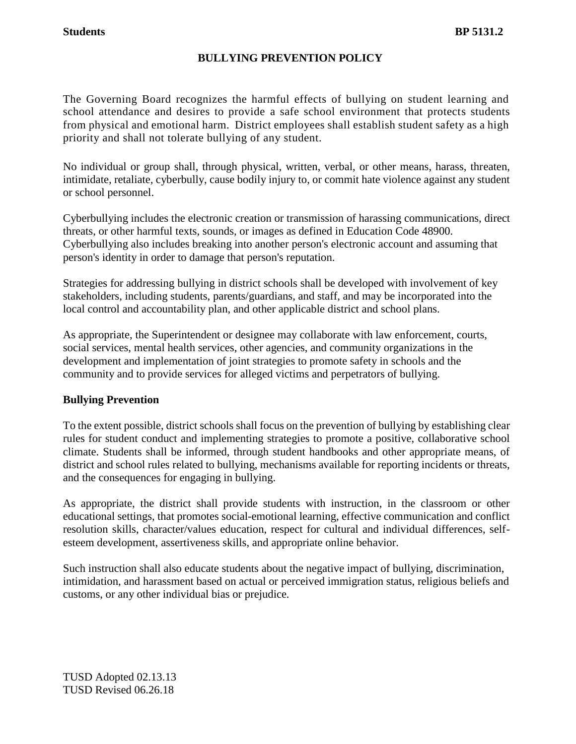**Students** **BP 5131.2**

# BULLYING PREVENTION POLICY

The Governing Board recognizes the harmful effects of bullying on student learning and school attendance and desires to provide a safe school environment that protects students from physical and emotional harm. District employees shall establish student safety as a high priority and shall not tolerate bullying of any student.

No individual or group shall, through physical, written, verbal, or other means, harass, threaten, intimidate, retaliate, cyberbully, cause bodily injury to, or commit hate violence against any student or school personnel.

Cyberbullying includes the electronic creation or transmission of harassing communications, direct threats, or other harmful texts, sounds, or images as defined in Education Code 48900. Cyberbullying also includes breaking into another person's electronic account and assuming that person's identity in order to damage that person's reputation.

Strategies for addressing bullying in district schools shall be developed with involvement of key stakeholders, including students, parents/guardians, and staff, and may be incorporated into the local control and accountability plan, and other applicable district and school plans.

As appropriate, the Superintendent or designee may collaborate with law enforcement, courts, social services, mental health services, other agencies, and community organizations in the development and implementation of joint strategies to promote safety in schools and the community and to provide services for alleged victims and perpetrators of bullying.

## Bullying Prevention

To the extent possible, district schools shall focus on the prevention of bullying by establishing clear rules for student conduct and implementing strategies to promote a positive, collaborative school climate. Students shall be informed, through student handbooks and other appropriate means, of district and school rules related to bullying, mechanisms available for reporting incidents or threats, and the consequences for engaging in bullying.

As appropriate, the district shall provide students with instruction, in the classroom or other educational settings, that promotes social-emotional learning, effective communication and conflict resolution skills, character/values education, respect for cultural and individual differences, self-esteem development, assertiveness skills, and appropriate online behavior.

Such instruction shall also educate students about the negative impact of bullying, discrimination, intimidation, and harassment based on actual or perceived immigration status, religious beliefs and customs, or any other individual bias or prejudice.

TUSD Adopted 02.13.13
TUSD Revised 06.26.18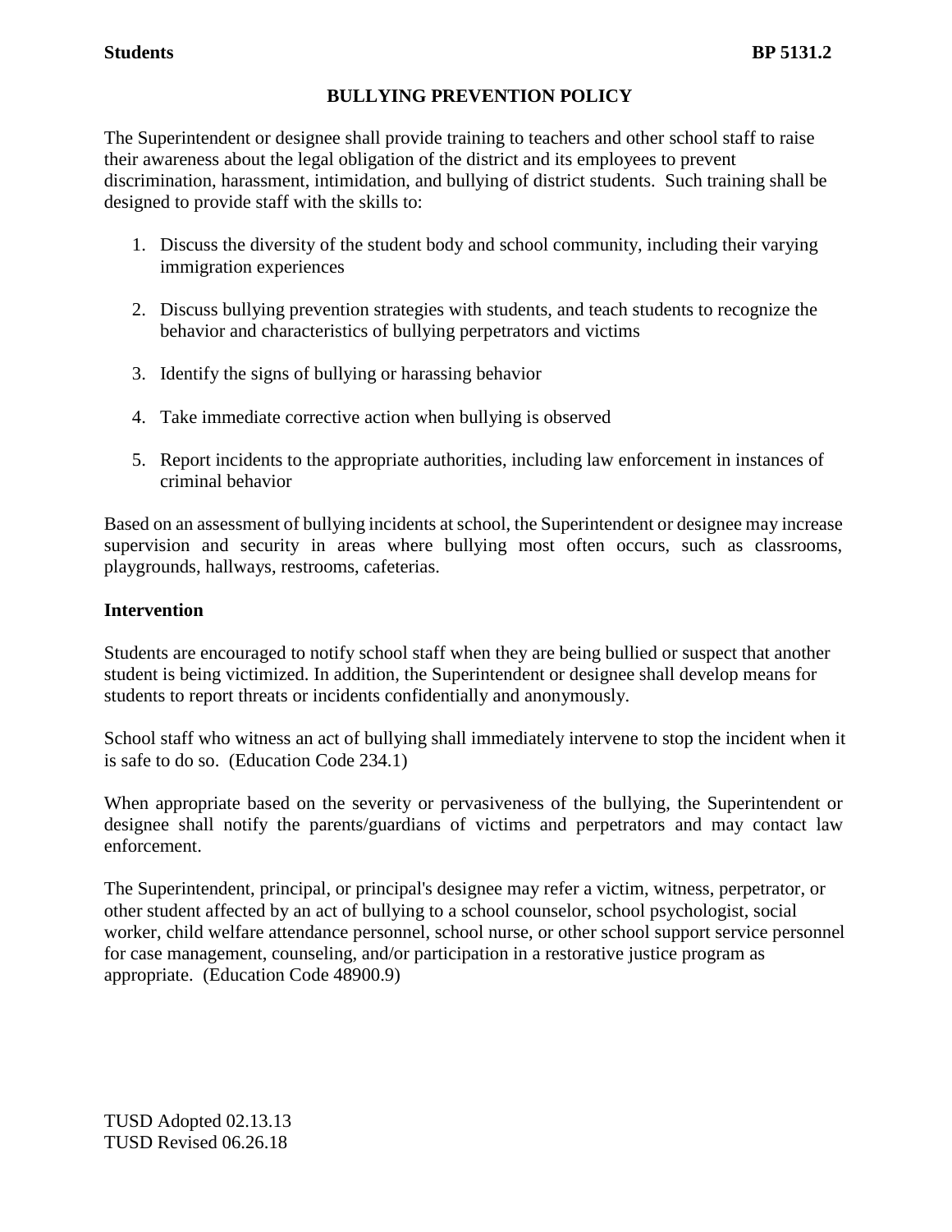## BULLYING PREVENTION POLICY

The Superintendent or designee shall provide training to teachers and other school staff to raise their awareness about the legal obligation of the district and its employees to prevent discrimination, harassment, intimidation, and bullying of district students. Such training shall be designed to provide staff with the skills to:

1. Discuss the diversity of the student body and school community, including their varying immigration experiences
2. Discuss bullying prevention strategies with students, and teach students to recognize the behavior and characteristics of bullying perpetrators and victims
3. Identify the signs of bullying or harassing behavior
4. Take immediate corrective action when bullying is observed
5. Report incidents to the appropriate authorities, including law enforcement in instances of criminal behavior

Based on an assessment of bullying incidents at school, the Superintendent or designee may increase supervision and security in areas where bullying most often occurs, such as classrooms, playgrounds, hallways, restrooms, cafeterias.

### Intervention

Students are encouraged to notify school staff when they are being bullied or suspect that another student is being victimized. In addition, the Superintendent or designee shall develop means for students to report threats or incidents confidentially and anonymously.

School staff who witness an act of bullying shall immediately intervene to stop the incident when it is safe to do so. (Education Code 234.1)

When appropriate based on the severity or pervasiveness of the bullying, the Superintendent or designee shall notify the parents/guardians of victims and perpetrators and may contact law enforcement.

The Superintendent, principal, or principal's designee may refer a victim, witness, perpetrator, or other student affected by an act of bullying to a school counselor, school psychologist, social worker, child welfare attendance personnel, school nurse, or other school support service personnel for case management, counseling, and/or participation in a restorative justice program as appropriate. (Education Code 48900.9)

TUSD Adopted 02.13.13
TUSD Revised 06.26.18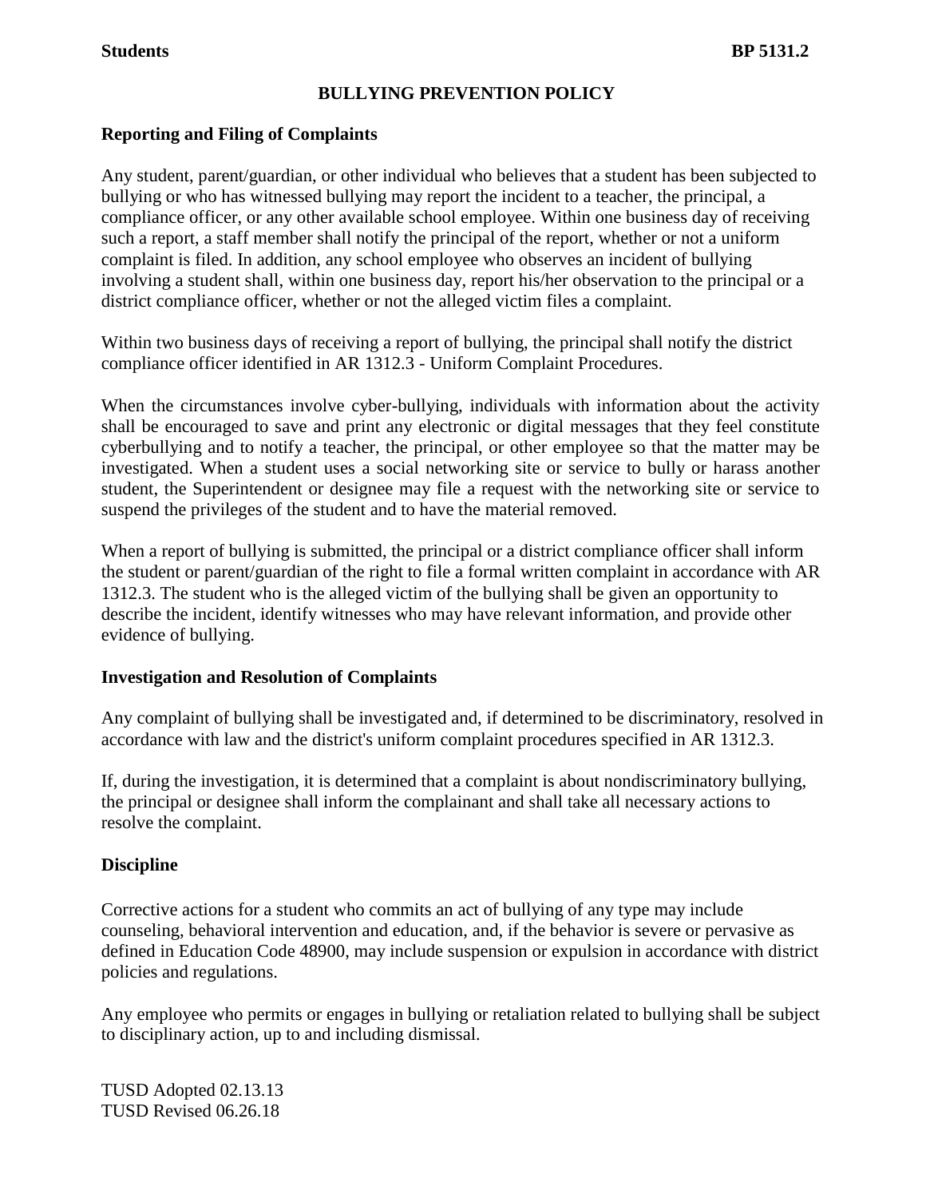## BULLYING PREVENTION POLICY

### Reporting and Filing of Complaints

Any student, parent/guardian, or other individual who believes that a student has been subjected to bullying or who has witnessed bullying may report the incident to a teacher, the principal, a compliance officer, or any other available school employee. Within one business day of receiving such a report, a staff member shall notify the principal of the report, whether or not a uniform complaint is filed. In addition, any school employee who observes an incident of bullying involving a student shall, within one business day, report his/her observation to the principal or a district compliance officer, whether or not the alleged victim files a complaint.

Within two business days of receiving a report of bullying, the principal shall notify the district compliance officer identified in AR 1312.3 - Uniform Complaint Procedures.

When the circumstances involve cyber-bullying, individuals with information about the activity shall be encouraged to save and print any electronic or digital messages that they feel constitute cyberbullying and to notify a teacher, the principal, or other employee so that the matter may be investigated. When a student uses a social networking site or service to bully or harass another student, the Superintendent or designee may file a request with the networking site or service to suspend the privileges of the student and to have the material removed.

When a report of bullying is submitted, the principal or a district compliance officer shall inform the student or parent/guardian of the right to file a formal written complaint in accordance with AR 1312.3. The student who is the alleged victim of the bullying shall be given an opportunity to describe the incident, identify witnesses who may have relevant information, and provide other evidence of bullying.

### Investigation and Resolution of Complaints

Any complaint of bullying shall be investigated and, if determined to be discriminatory, resolved in accordance with law and the district's uniform complaint procedures specified in AR 1312.3.

If, during the investigation, it is determined that a complaint is about nondiscriminatory bullying, the principal or designee shall inform the complainant and shall take all necessary actions to resolve the complaint.

### Discipline

Corrective actions for a student who commits an act of bullying of any type may include counseling, behavioral intervention and education, and, if the behavior is severe or pervasive as defined in Education Code 48900, may include suspension or expulsion in accordance with district policies and regulations.

Any employee who permits or engages in bullying or retaliation related to bullying shall be subject to disciplinary action, up to and including dismissal.

TUSD Adopted 02.13.13
TUSD Revised 06.26.18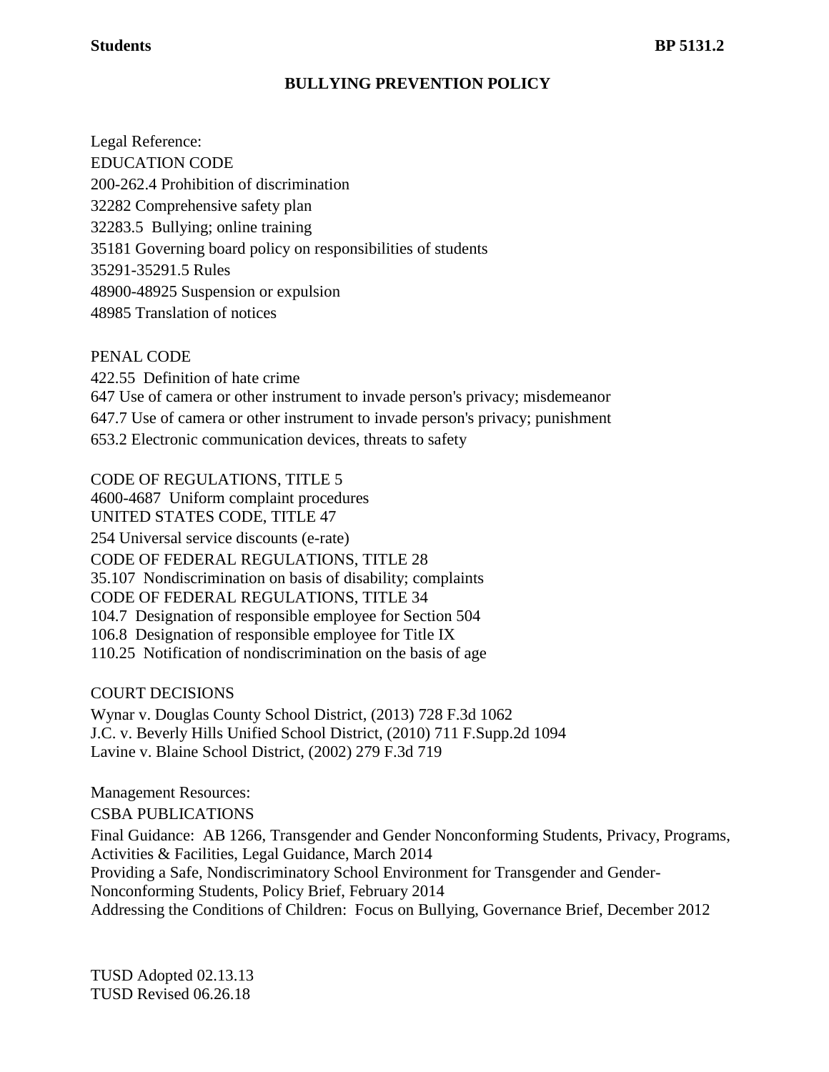**Students** **BP 5131.2**

**BULLYING PREVENTION POLICY**

Legal Reference:
EDUCATION CODE
200-262.4 Prohibition of discrimination
32282 Comprehensive safety plan
32283.5 Bullying; online training
35181 Governing board policy on responsibilities of students
35291-35291.5 Rules
48900-48925 Suspension or expulsion
48985 Translation of notices

PENAL CODE
422.55 Definition of hate crime
647 Use of camera or other instrument to invade person's privacy; misdemeanor
647.7 Use of camera or other instrument to invade person's privacy; punishment
653.2 Electronic communication devices, threats to safety

CODE OF REGULATIONS, TITLE 5
4600-4687 Uniform complaint procedures
UNITED STATES CODE, TITLE 47
254 Universal service discounts (e-rate)
CODE OF FEDERAL REGULATIONS, TITLE 28
35.107 Nondiscrimination on basis of disability; complaints
CODE OF FEDERAL REGULATIONS, TITLE 34
104.7 Designation of responsible employee for Section 504
106.8 Designation of responsible employee for Title IX
110.25 Notification of nondiscrimination on the basis of age

COURT DECISIONS
Wynar v. Douglas County School District, (2013) 728 F.3d 1062
J.C. v. Beverly Hills Unified School District, (2010) 711 F.Supp.2d 1094
Lavine v. Blaine School District, (2002) 279 F.3d 719

Management Resources:
CSBA PUBLICATIONS
Final Guidance: AB 1266, Transgender and Gender Nonconforming Students, Privacy, Programs, Activities & Facilities, Legal Guidance, March 2014
Providing a Safe, Nondiscriminatory School Environment for Transgender and Gender-Nonconforming Students, Policy Brief, February 2014
Addressing the Conditions of Children: Focus on Bullying, Governance Brief, December 2012

TUSD Adopted 02.13.13
TUSD Revised 06.26.18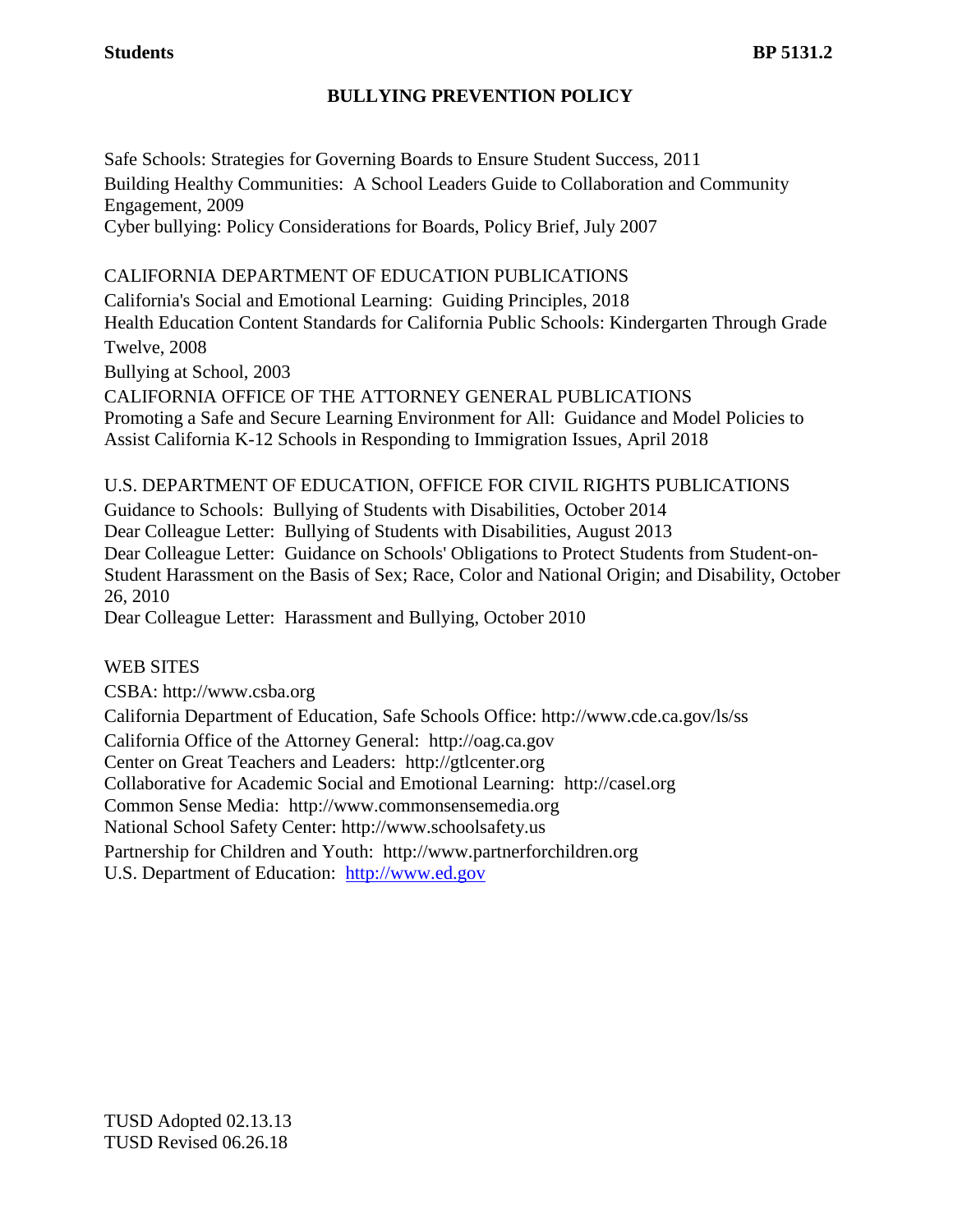Safe Schools: Strategies for Governing Boards to Ensure Student Success, 2011
Building Healthy Communities: A School Leaders Guide to Collaboration and Community Engagement, 2009
Cyber bullying: Policy Considerations for Boards, Policy Brief, July 2007

CALIFORNIA DEPARTMENT OF EDUCATION PUBLICATIONS
California's Social and Emotional Learning: Guiding Principles, 2018
Health Education Content Standards for California Public Schools: Kindergarten Through Grade Twelve, 2008
Bullying at School, 2003

CALIFORNIA OFFICE OF THE ATTORNEY GENERAL PUBLICATIONS
Promoting a Safe and Secure Learning Environment for All: Guidance and Model Policies to Assist California K-12 Schools in Responding to Immigration Issues, April 2018

U.S. DEPARTMENT OF EDUCATION, OFFICE FOR CIVIL RIGHTS PUBLICATIONS
Guidance to Schools: Bullying of Students with Disabilities, October 2014
Dear Colleague Letter: Bullying of Students with Disabilities, August 2013
Dear Colleague Letter: Guidance on Schools' Obligations to Protect Students from Student-on-Student Harassment on the Basis of Sex; Race, Color and National Origin; and Disability, October 26, 2010
Dear Colleague Letter: Harassment and Bullying, October 2010

WEB SITES
CSBA: http://www.csba.org
California Department of Education, Safe Schools Office: http://www.cde.ca.gov/ls/ss
California Office of the Attorney General: http://oag.ca.gov
Center on Great Teachers and Leaders: http://gtlcenter.org
Collaborative for Academic Social and Emotional Learning: http://casel.org
Common Sense Media: http://www.commonsensemedia.org
National School Safety Center: http://www.schoolsafety.us
Partnership for Children and Youth: http://www.partnerforchildren.org
U.S. Department of Education: http://www.ed.gov

TUSD Adopted 02.13.13
TUSD Revised 06.26.18